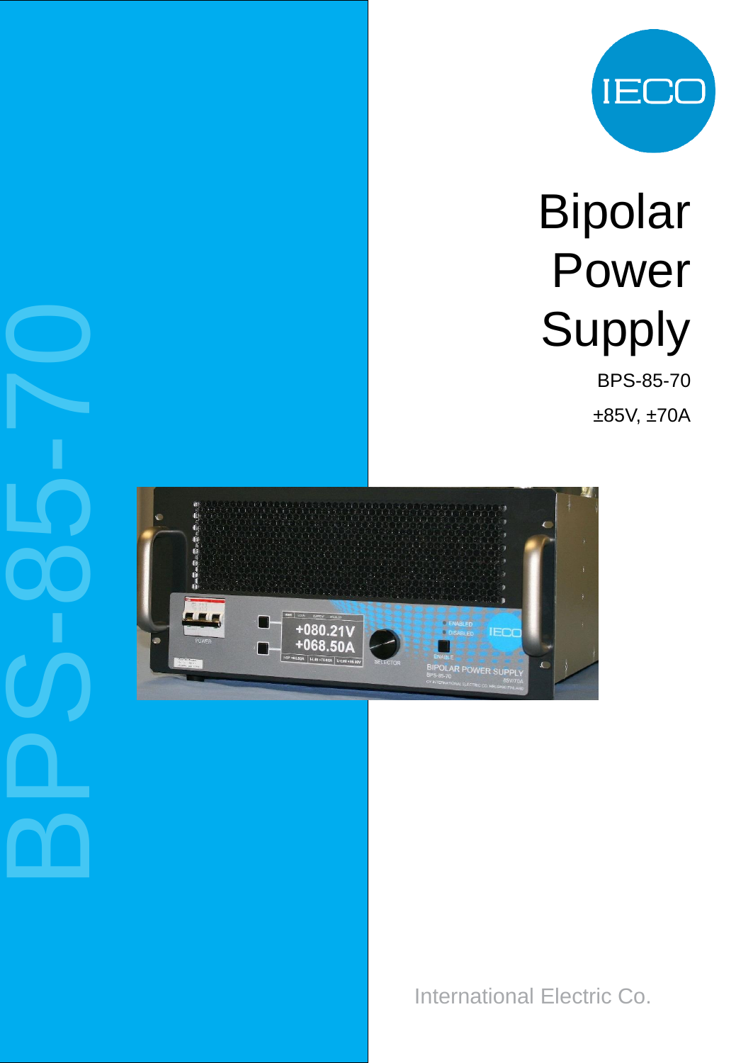IECO

# Bipolar Power Supply

BPS-85-70

±85V, ±70A

BPS-85-70

International Electric Co.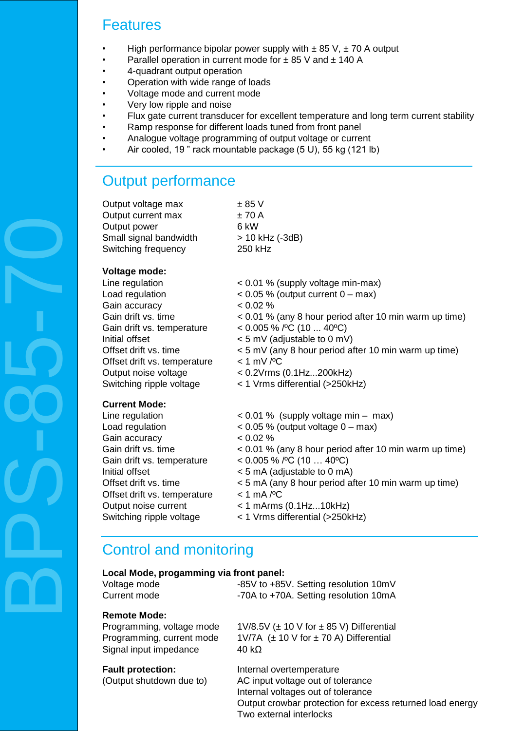## Features

- High performance bipolar power supply with ± 85 V, ± 70 A output
- Parallel operation in current mode for ± 85 V and ± 140 A
- 4-quadrant output operation
- Operation with wide range of loads
- Voltage mode and current mode
- Very low ripple and noise
- Flux gate current transducer for excellent temperature and long term current stability
- Ramp response for different loads tuned from front panel
- Analogue voltage programming of output voltage or current
- Air cooled, 19 ” rack mountable package (5 U), 55 kg (121 lb)

## Output performance

| | |
|---|---|
| Output voltage max | ± 85 V |
| Output current max | ± 70 A |
| Output power | 6 kW |
| Small signal bandwidth | > 10 kHz (-3dB) |
| Switching frequency | 250 kHz |

**Voltage mode:**

| | |
|---|---|
| Line regulation | < 0.01 % (supply voltage min-max) |
| Load regulation | < 0.05 % (output current 0 – max) |
| Gain accuracy | < 0.02 % |
| Gain drift vs. time | < 0.01 % (any 8 hour period after 10 min warm up time) |
| Gain drift vs. temperature | < 0.005 % /ºC (10 ... 40ºC) |
| Initial offset | < 5 mV (adjustable to 0 mV) |
| Offset drift vs. time | < 5 mV (any 8 hour period after 10 min warm up time) |
| Offset drift vs. temperature | < 1 mV /ºC |
| Output noise voltage | < 0.2Vrms (0.1Hz...200kHz) |
| Switching ripple voltage | < 1 Vrms differential (>250kHz) |

**Current Mode:**

| | |
|---|---|
| Line regulation | < 0.01 % (supply voltage min – max) |
| Load regulation | < 0.05 % (output voltage 0 – max) |
| Gain accuracy | < 0.02 % |
| Gain drift vs. time | < 0.01 % (any 8 hour period after 10 min warm up time) |
| Gain drift vs. temperature | < 0.005 % /ºC (10 … 40ºC) |
| Initial offset | < 5 mA (adjustable to 0 mA) |
| Offset drift vs. time | < 5 mA (any 8 hour period after 10 min warm up time) |
| Offset drift vs. temperature | < 1 mA /ºC |
| Output noise current | < 1 mArms (0.1Hz...10kHz) |
| Switching ripple voltage | < 1 Vrms differential (>250kHz) |

## Control and monitoring

**Local Mode, progamming via front panel:**

| | |
|---|---|
| Voltage mode | -85V to +85V. Setting resolution 10mV |
| Current mode | -70A to +70A. Setting resolution 10mA |

**Remote Mode:**

| | |
|---|---|
| Programming, voltage mode | 1V/8.5V (± 10 V for ± 85 V) Differential |
| Programming, current mode | 1V/7A (± 10 V for ± 70 A) Differential |
| Signal input impedance | 40 kΩ |

**Fault protection:**
(Output shutdown due to)

- Internal overtemperature
- AC input voltage out of tolerance
- Internal voltages out of tolerance
- Output crowbar protection for excess returned load energy
- Two external interlocks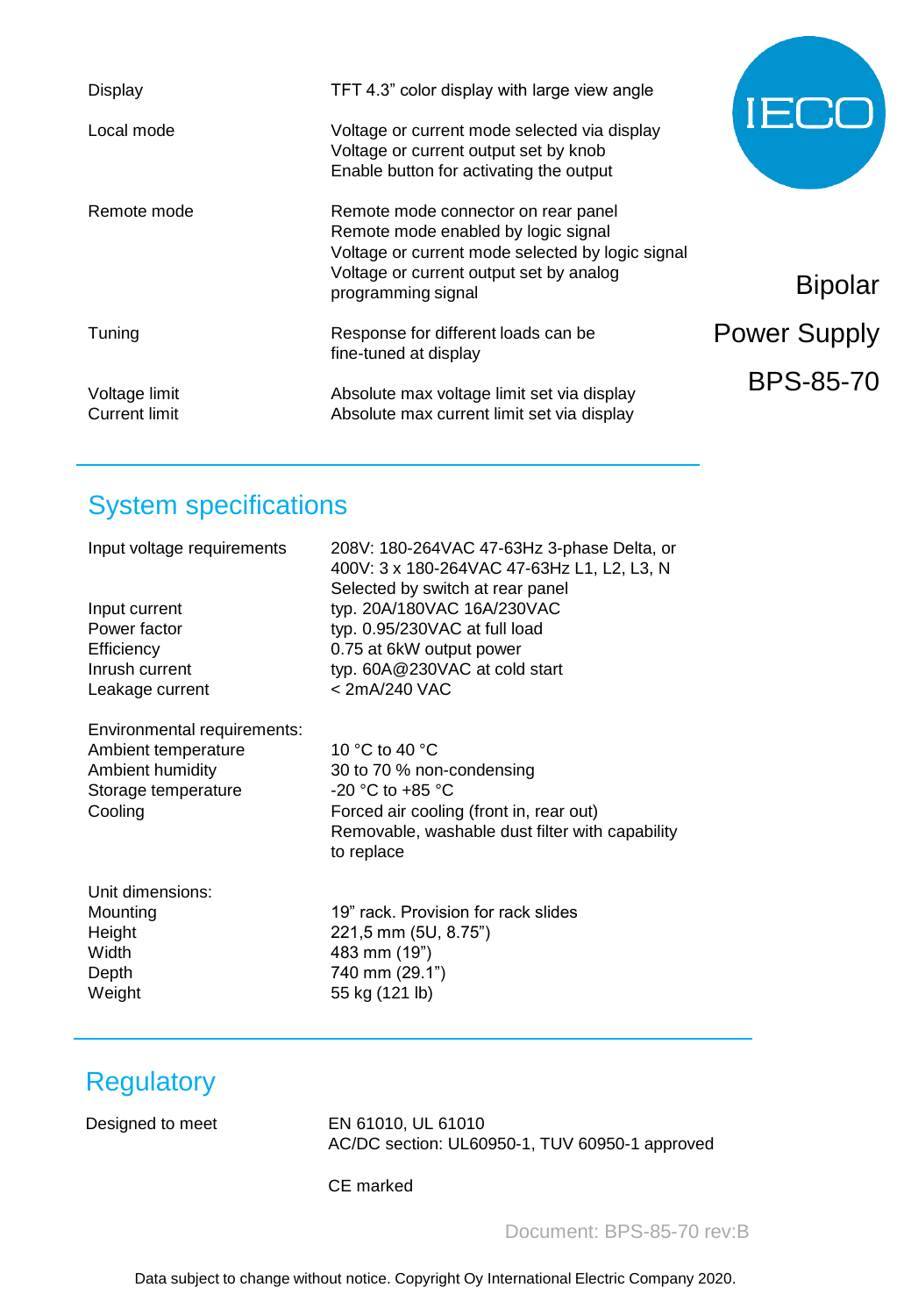IECO

Bipolar

Power Supply

BPS-85-70

| | |
|---|---|
| Display | TFT 4.3” color display with large view angle |
| Local mode | Voltage or current mode selected via display<br>Voltage or current output set by knob<br>Enable button for activating the output |
| Remote mode | Remote mode connector on rear panel<br>Remote mode enabled by logic signal<br>Voltage or current mode selected by logic signal<br>Voltage or current output set by analog programming signal |
| Tuning | Response for different loads can be fine-tuned at display |
| Voltage limit<br>Current limit | Absolute max voltage limit set via display<br>Absolute max current limit set via display |

## System specifications

| | |
|---|---|
| Input voltage requirements | 208V: 180-264VAC 47-63Hz 3-phase Delta, or<br>400V: 3 x 180-264VAC 47-63Hz L1, L2, L3, N<br>Selected by switch at rear panel |
| Input current | typ. 20A/180VAC 16A/230VAC |
| Power factor | typ. 0.95/230VAC at full load |
| Efficiency | 0.75 at 6kW output power |
| Inrush current | typ. 60A@230VAC at cold start |
| Leakage current | < 2mA/240 VAC |
| Environmental requirements: | |
| Ambient temperature | 10 °C to 40 °C |
| Ambient humidity | 30 to 70 % non-condensing |
| Storage temperature | -20 °C to +85 °C |
| Cooling | Forced air cooling (front in, rear out)<br>Removable, washable dust filter with capability to replace |
| Unit dimensions: | |
| Mounting | 19” rack. Provision for rack slides |
| Height | 221,5 mm (5U, 8.75”) |
| Width | 483 mm (19”) |
| Depth | 740 mm (29.1”) |
| Weight | 55 kg (121 lb) |

## Regulatory

| | |
|---|---|
| Designed to meet | EN 61010, UL 61010<br>AC/DC section: UL60950-1, TUV 60950-1 approved |
| | CE marked |

Document: BPS-85-70 rev:B

Data subject to change without notice. Copyright Oy International Electric Company 2020.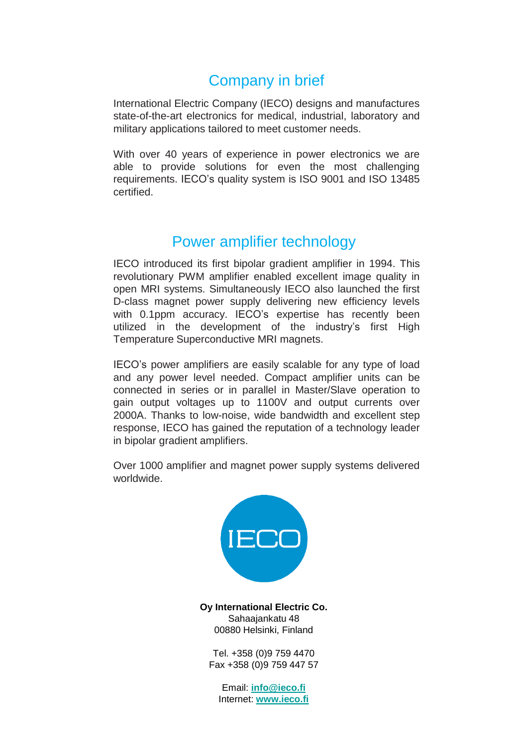## Company in brief

International Electric Company (IECO) designs and manufactures state-of-the-art electronics for medical, industrial, laboratory and military applications tailored to meet customer needs.

With over 40 years of experience in power electronics we are able to provide solutions for even the most challenging requirements. IECO's quality system is ISO 9001 and ISO 13485 certified.

## Power amplifier technology

IECO introduced its first bipolar gradient amplifier in 1994. This revolutionary PWM amplifier enabled excellent image quality in open MRI systems. Simultaneously IECO also launched the first D-class magnet power supply delivering new efficiency levels with 0.1ppm accuracy. IECO's expertise has recently been utilized in the development of the industry's first High Temperature Superconductive MRI magnets.

IECO's power amplifiers are easily scalable for any type of load and any power level needed. Compact amplifier units can be connected in series or in parallel in Master/Slave operation to gain output voltages up to 1100V and output currents over 2000A. Thanks to low-noise, wide bandwidth and excellent step response, IECO has gained the reputation of a technology leader in bipolar gradient amplifiers.

Over 1000 amplifier and magnet power supply systems delivered worldwide.

IECO

**Oy International Electric Co.**
Sahaajankatu 48
00880 Helsinki, Finland

Tel. +358 (0)9 759 4470
Fax +358 (0)9 759 447 57

Email: **info@ieco.fi**
Internet: **www.ieco.fi**